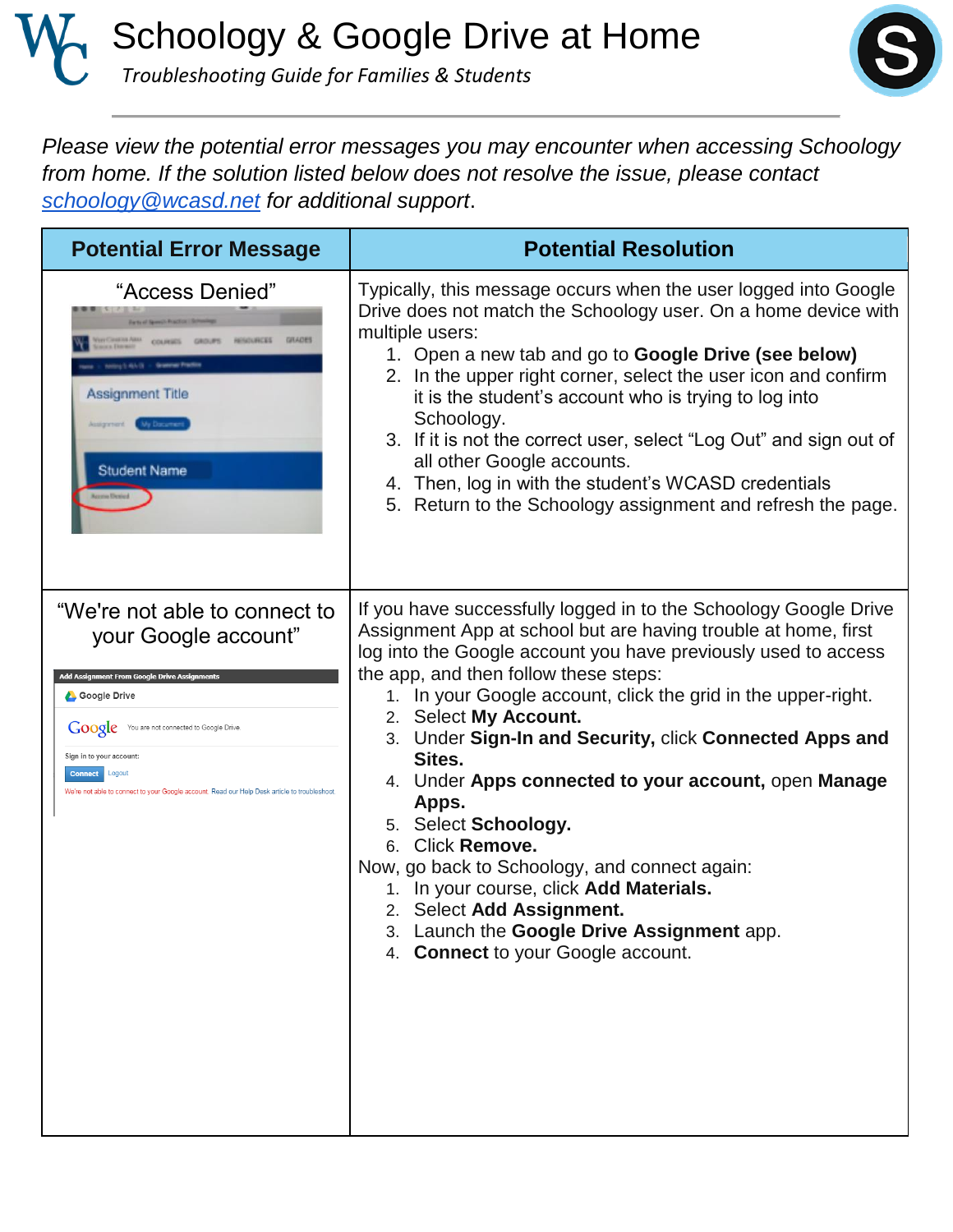# Schoology & Google Drive at Home

*Troubleshooting Guide for Families & Students*

*Please view the potential error messages you may encounter when accessing Schoology from home. If the solution listed below does not resolve the issue, please contact [schoology@wcasd.net](mailto:schoology@wcasd.net) for additional support.*

| Potential Error Message | Potential Resolution |
|---|---|
| "Access Denied" | Typically, this message occurs when the user logged into Google Drive does not match the Schoology user. On a home device with multiple users:<br>1. Open a new tab and go to **Google Drive (see below)**<br>2. In the upper right corner, select the user icon and confirm it is the student's account who is trying to log into Schoology.<br>3. If it is not the correct user, select "Log Out" and sign out of all other Google accounts.<br>4. Then, log in with the student's WCASD credentials<br>5. Return to the Schoology assignment and refresh the page. |
| "We're not able to connect to your Google account" | If you have successfully logged in to the Schoology Google Drive Assignment App at school but are having trouble at home, first log into the Google account you have previously used to access the app, and then follow these steps:<br>1. In your Google account, click the grid in the upper-right.<br>2. Select **My Account.**<br>3. Under **Sign-In and Security,** click **Connected Apps and Sites.**<br>4. Under **Apps connected to your account,** open **Manage Apps.**<br>5. Select **Schoology.**<br>6. Click **Remove.**<br>Now, go back to Schoology, and connect again:<br>1. In your course, click **Add Materials.**<br>2. Select **Add Assignment.**<br>3. Launch the **Google Drive Assignment** app.<br>4. **Connect** to your Google account. |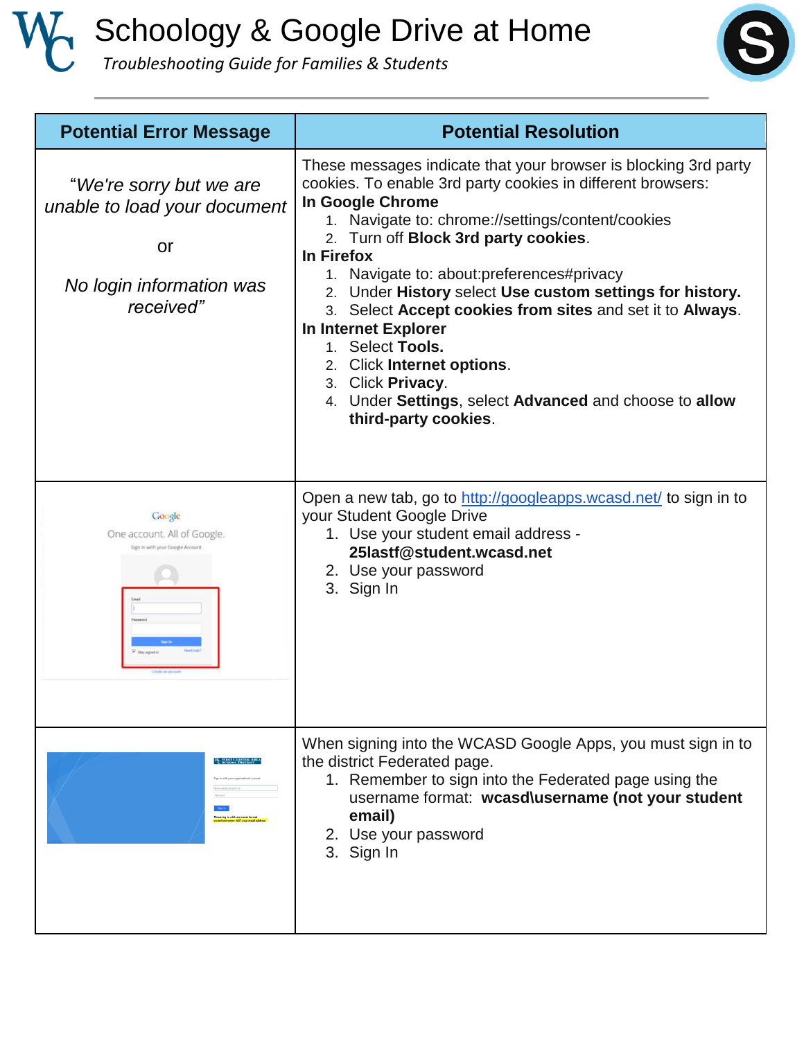# Schoology & Google Drive at Home

*Troubleshooting Guide for Families & Students*

| Potential Error Message | Potential Resolution |
| --- | --- |
| *"We're sorry but we are unable to load your document*<br><br>or<br><br>*No login information was received"* | These messages indicate that your browser is blocking 3rd party cookies. To enable 3rd party cookies in different browsers:<br>**In Google Chrome**<br>1. Navigate to: chrome://settings/content/cookies<br>2. Turn off **Block 3rd party cookies**.<br>**In Firefox**<br>1. Navigate to: about:preferences#privacy<br>2. Under **History** select **Use custom settings for history.**<br>3. Select **Accept cookies from sites** and set it to **Always**.<br>**In Internet Explorer**<br>1. Select **Tools.**<br>2. Click **Internet options**.<br>3. Click **Privacy**.<br>4. Under **Settings**, select **Advanced** and choose to **allow third-party cookies**. |
| | Open a new tab, go to http://googleapps.wcasd.net/ to sign in to your Student Google Drive<br>1. Use your student email address - **25lastf@student.wcasd.net**<br>2. Use your password<br>3. Sign In |
| | When signing into the WCASD Google Apps, you must sign in to the district Federated page.<br>1. Remember to sign into the Federated page using the username format: **wcasd\username (not your student email)**<br>2. Use your password<br>3. Sign In |